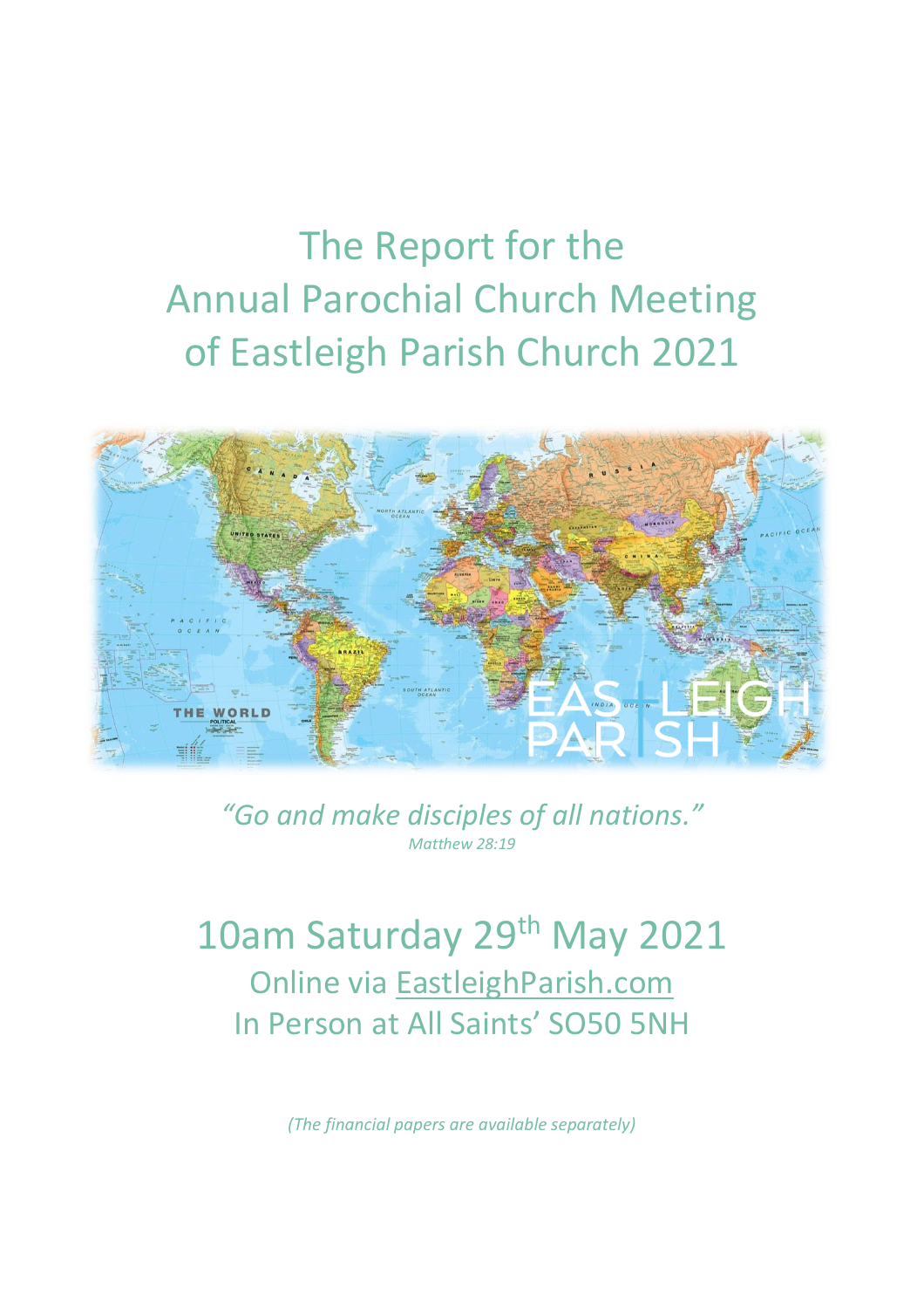# The Report for the Annual Parochial Church Meeting of Eastleigh Parish Church 2021

*"Go and make disciples of all nations."*
*Matthew 28:19*

## 10am Saturday 29th May 2021

Online via EastleighParish.com
In Person at All Saints' SO50 5NH

*(The financial papers are available separately)*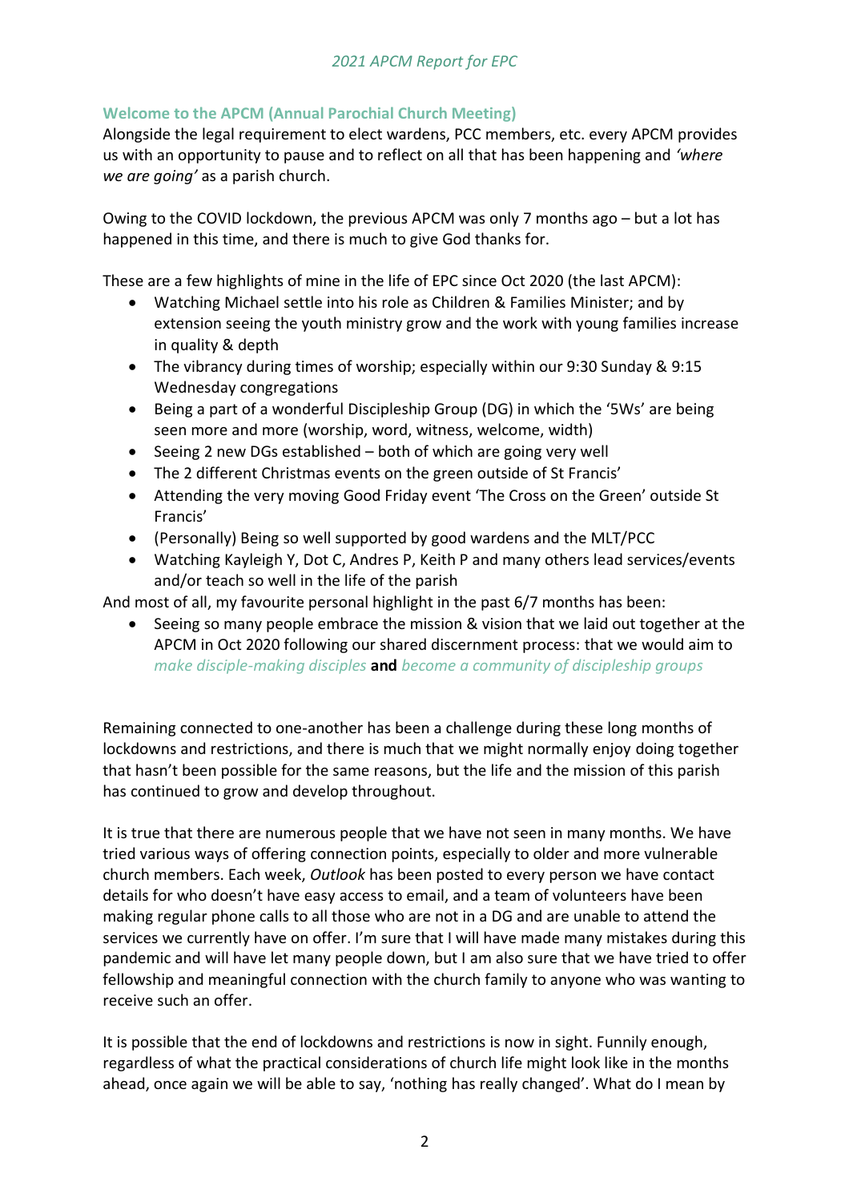### Welcome to the APCM (Annual Parochial Church Meeting)

Alongside the legal requirement to elect wardens, PCC members, etc. every APCM provides us with an opportunity to pause and to reflect on all that has been happening and *'where we are going'* as a parish church.

Owing to the COVID lockdown, the previous APCM was only 7 months ago – but a lot has happened in this time, and there is much to give God thanks for.

These are a few highlights of mine in the life of EPC since Oct 2020 (the last APCM):

- Watching Michael settle into his role as Children & Families Minister; and by extension seeing the youth ministry grow and the work with young families increase in quality & depth
- The vibrancy during times of worship; especially within our 9:30 Sunday & 9:15 Wednesday congregations
- Being a part of a wonderful Discipleship Group (DG) in which the '5Ws' are being seen more and more (worship, word, witness, welcome, width)
- Seeing 2 new DGs established – both of which are going very well
- The 2 different Christmas events on the green outside of St Francis'
- Attending the very moving Good Friday event 'The Cross on the Green' outside St Francis'
- (Personally) Being so well supported by good wardens and the MLT/PCC
- Watching Kayleigh Y, Dot C, Andres P, Keith P and many others lead services/events and/or teach so well in the life of the parish

And most of all, my favourite personal highlight in the past 6/7 months has been:

- Seeing so many people embrace the mission & vision that we laid out together at the APCM in Oct 2020 following our shared discernment process: that we would aim to *make disciple-making disciples* **and** *become a community of discipleship groups*

Remaining connected to one-another has been a challenge during these long months of lockdowns and restrictions, and there is much that we might normally enjoy doing together that hasn't been possible for the same reasons, but the life and the mission of this parish has continued to grow and develop throughout.

It is true that there are numerous people that we have not seen in many months. We have tried various ways of offering connection points, especially to older and more vulnerable church members. Each week, *Outlook* has been posted to every person we have contact details for who doesn't have easy access to email, and a team of volunteers have been making regular phone calls to all those who are not in a DG and are unable to attend the services we currently have on offer. I'm sure that I will have made many mistakes during this pandemic and will have let many people down, but I am also sure that we have tried to offer fellowship and meaningful connection with the church family to anyone who was wanting to receive such an offer.

It is possible that the end of lockdowns and restrictions is now in sight. Funnily enough, regardless of what the practical considerations of church life might look like in the months ahead, once again we will be able to say, 'nothing has really changed'. What do I mean by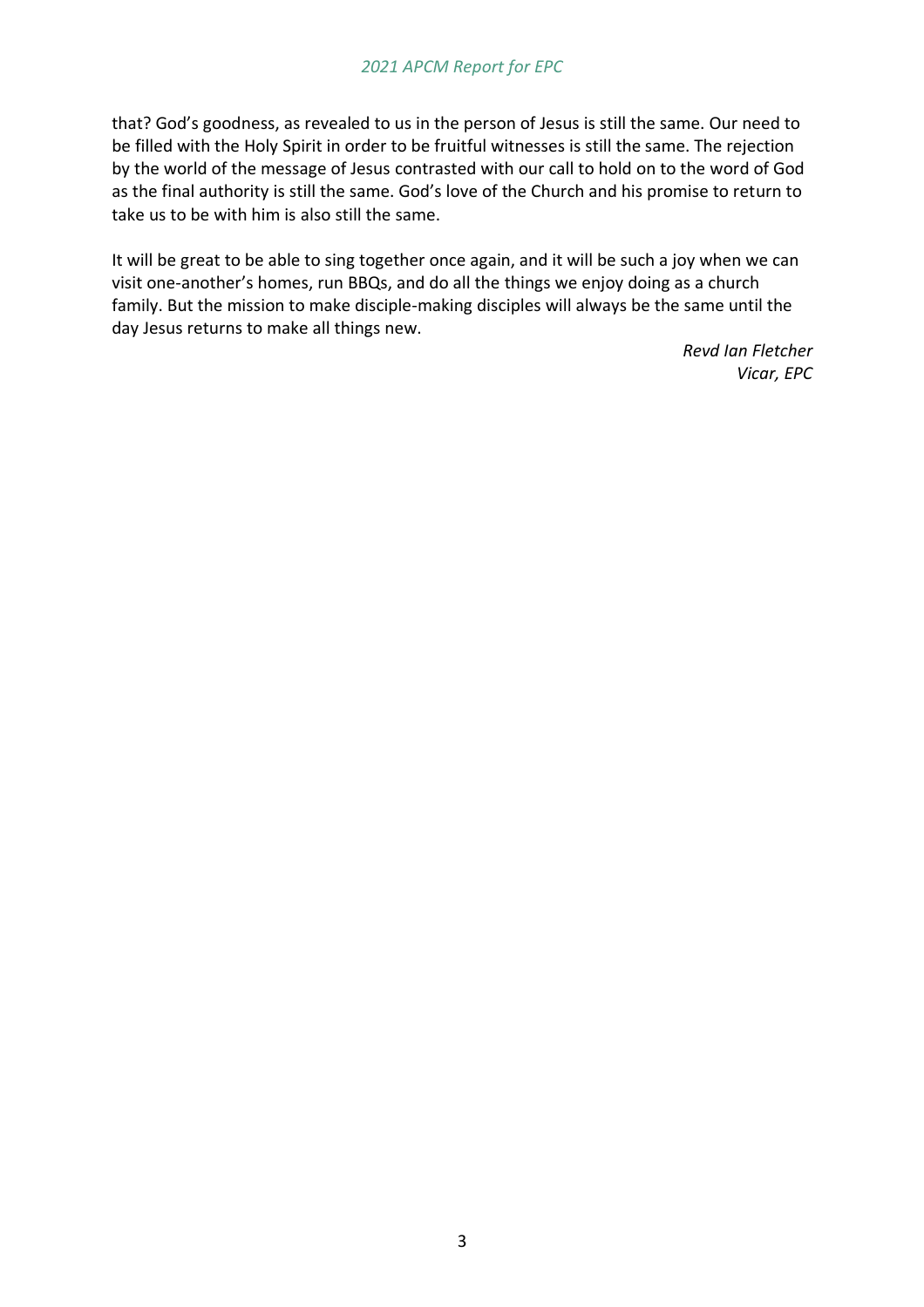that? God's goodness, as revealed to us in the person of Jesus is still the same. Our need to be filled with the Holy Spirit in order to be fruitful witnesses is still the same. The rejection by the world of the message of Jesus contrasted with our call to hold on to the word of God as the final authority is still the same. God's love of the Church and his promise to return to take us to be with him is also still the same.

It will be great to be able to sing together once again, and it will be such a joy when we can visit one-another's homes, run BBQs, and do all the things we enjoy doing as a church family. But the mission to make disciple-making disciples will always be the same until the day Jesus returns to make all things new.

*Revd Ian Fletcher*
*Vicar, EPC*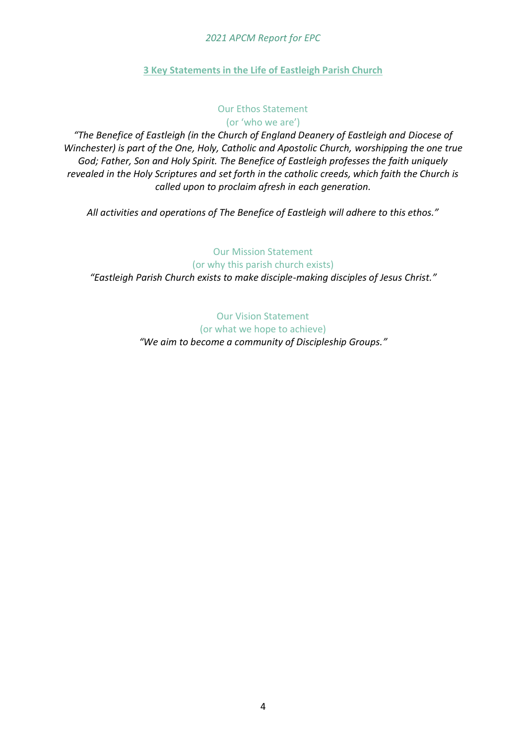## 3 Key Statements in the Life of Eastleigh Parish Church

### Our Ethos Statement
(or 'who we are')

*"The Benefice of Eastleigh (in the Church of England Deanery of Eastleigh and Diocese of Winchester) is part of the One, Holy, Catholic and Apostolic Church, worshipping the one true God; Father, Son and Holy Spirit. The Benefice of Eastleigh professes the faith uniquely revealed in the Holy Scriptures and set forth in the catholic creeds, which faith the Church is called upon to proclaim afresh in each generation.*

*All activities and operations of The Benefice of Eastleigh will adhere to this ethos."*

### Our Mission Statement
(or why this parish church exists)

*"Eastleigh Parish Church exists to make disciple-making disciples of Jesus Christ."*

### Our Vision Statement
(or what we hope to achieve)

*"We aim to become a community of Discipleship Groups."*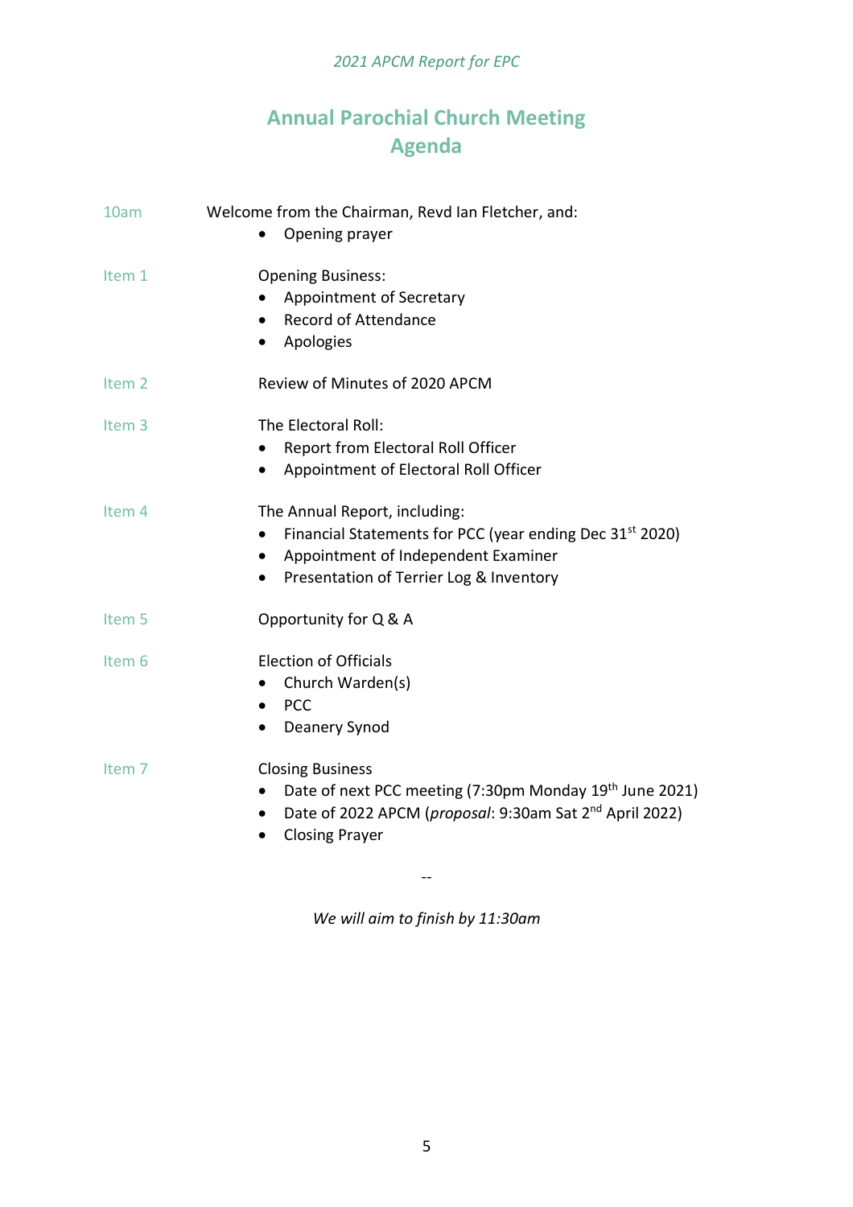# Annual Parochial Church Meeting
# Agenda

| | |
|---|---|
| 10am | Welcome from the Chairman, Revd Ian Fletcher, and:<br>• Opening prayer |
| Item 1 | Opening Business:<br>• Appointment of Secretary<br>• Record of Attendance<br>• Apologies |
| Item 2 | Review of Minutes of 2020 APCM |
| Item 3 | The Electoral Roll:<br>• Report from Electoral Roll Officer<br>• Appointment of Electoral Roll Officer |
| Item 4 | The Annual Report, including:<br>• Financial Statements for PCC (year ending Dec 31st 2020)<br>• Appointment of Independent Examiner<br>• Presentation of Terrier Log & Inventory |
| Item 5 | Opportunity for Q & A |
| Item 6 | Election of Officials<br>• Church Warden(s)<br>• PCC<br>• Deanery Synod |
| Item 7 | Closing Business<br>• Date of next PCC meeting (7:30pm Monday 19th June 2021)<br>• Date of 2022 APCM (*proposal*: 9:30am Sat 2nd April 2022)<br>• Closing Prayer |

--

*We will aim to finish by 11:30am*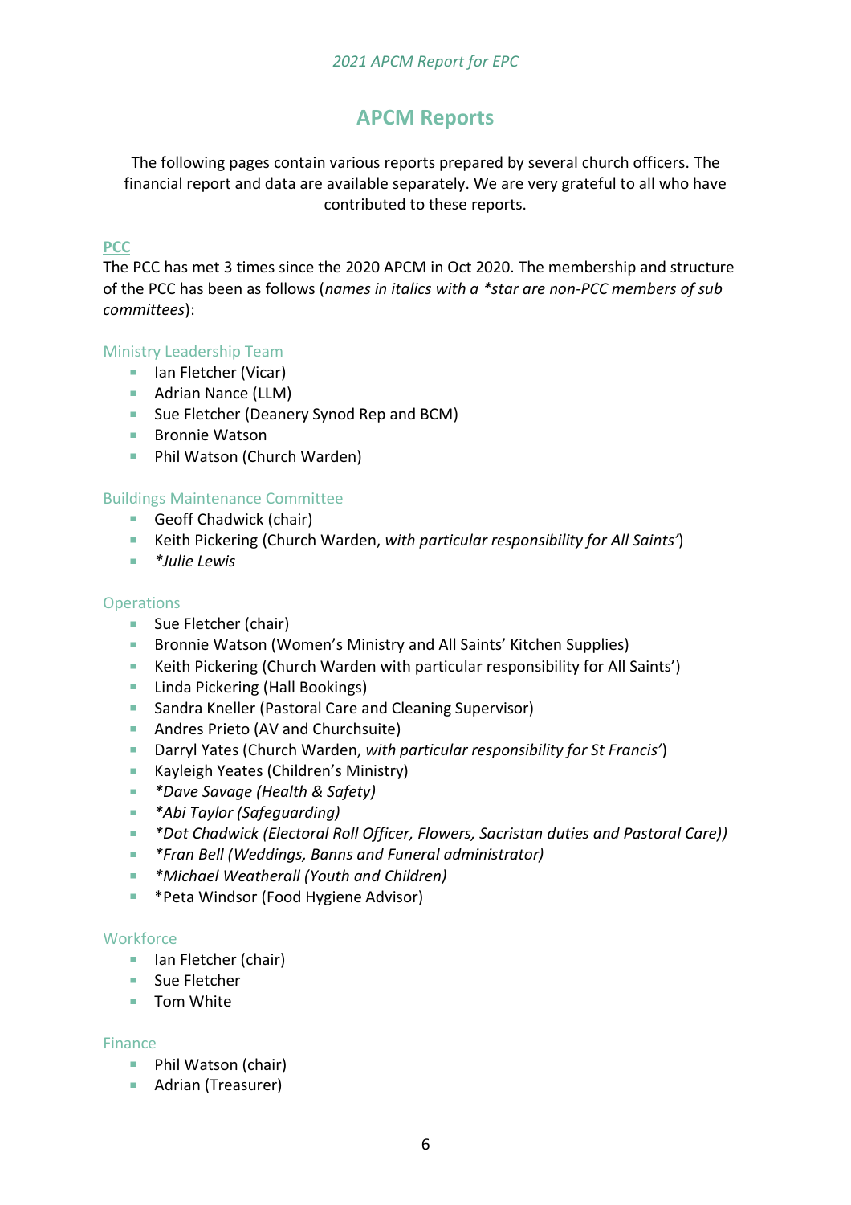# APCM Reports

The following pages contain various reports prepared by several church officers. The financial report and data are available separately. We are very grateful to all who have contributed to these reports.

## PCC

The PCC has met 3 times since the 2020 APCM in Oct 2020. The membership and structure of the PCC has been as follows (*names in italics with a *star are non-PCC members of sub committees*):

### Ministry Leadership Team

- Ian Fletcher (Vicar)
- Adrian Nance (LLM)
- Sue Fletcher (Deanery Synod Rep and BCM)
- Bronnie Watson
- Phil Watson (Church Warden)

### Buildings Maintenance Committee

- Geoff Chadwick (chair)
- Keith Pickering (Church Warden, *with particular responsibility for All Saints'*)
- **Julie Lewis*

### Operations

- Sue Fletcher (chair)
- Bronnie Watson (Women's Ministry and All Saints' Kitchen Supplies)
- Keith Pickering (Church Warden with particular responsibility for All Saints')
- Linda Pickering (Hall Bookings)
- Sandra Kneller (Pastoral Care and Cleaning Supervisor)
- Andres Prieto (AV and Churchsuite)
- Darryl Yates (Church Warden, *with particular responsibility for St Francis'*)
- Kayleigh Yeates (Children's Ministry)
- **Dave Savage (Health & Safety)*
- **Abi Taylor (Safeguarding)*
- **Dot Chadwick (Electoral Roll Officer, Flowers, Sacristan duties and Pastoral Care))*
- **Fran Bell (Weddings, Banns and Funeral administrator)*
- **Michael Weatherall (Youth and Children)*
- *Peta Windsor (Food Hygiene Advisor)

### Workforce

- Ian Fletcher (chair)
- Sue Fletcher
- Tom White

### Finance

- Phil Watson (chair)
- Adrian (Treasurer)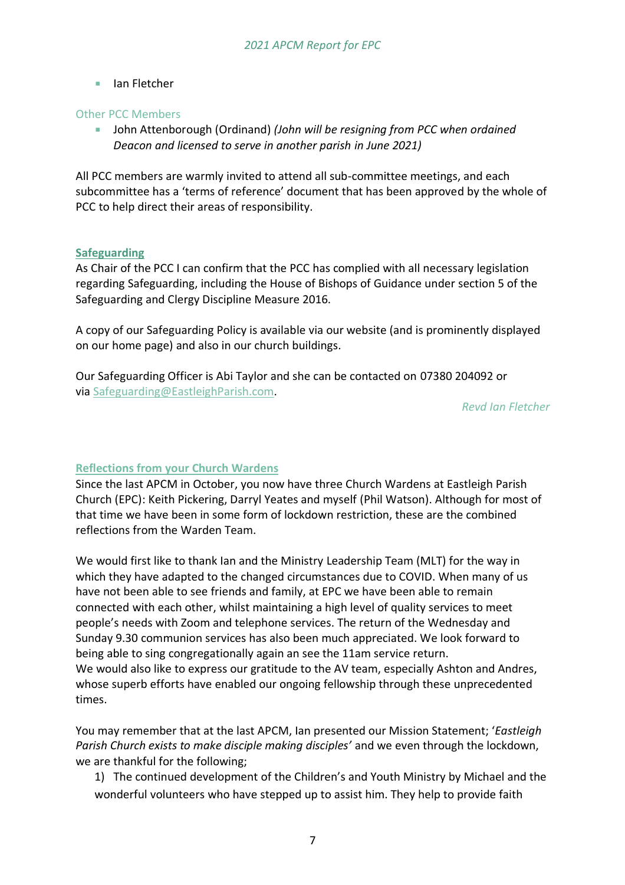- Ian Fletcher

### Other PCC Members

- John Attenborough (Ordinand) *(John will be resigning from PCC when ordained Deacon and licensed to serve in another parish in June 2021)*

All PCC members are warmly invited to attend all sub-committee meetings, and each subcommittee has a 'terms of reference' document that has been approved by the whole of PCC to help direct their areas of responsibility.

## Safeguarding

As Chair of the PCC I can confirm that the PCC has complied with all necessary legislation regarding Safeguarding, including the House of Bishops of Guidance under section 5 of the Safeguarding and Clergy Discipline Measure 2016.

A copy of our Safeguarding Policy is available via our website (and is prominently displayed on our home page) and also in our church buildings.

Our Safeguarding Officer is Abi Taylor and she can be contacted on 07380 204092 or via Safeguarding@EastleighParish.com.

*Revd Ian Fletcher*

## Reflections from your Church Wardens

Since the last APCM in October, you now have three Church Wardens at Eastleigh Parish Church (EPC): Keith Pickering, Darryl Yeates and myself (Phil Watson). Although for most of that time we have been in some form of lockdown restriction, these are the combined reflections from the Warden Team.

We would first like to thank Ian and the Ministry Leadership Team (MLT) for the way in which they have adapted to the changed circumstances due to COVID. When many of us have not been able to see friends and family, at EPC we have been able to remain connected with each other, whilst maintaining a high level of quality services to meet people's needs with Zoom and telephone services. The return of the Wednesday and Sunday 9.30 communion services has also been much appreciated. We look forward to being able to sing congregationally again an see the 11am service return.
We would also like to express our gratitude to the AV team, especially Ashton and Andres, whose superb efforts have enabled our ongoing fellowship through these unprecedented times.

You may remember that at the last APCM, Ian presented our Mission Statement; '*Eastleigh Parish Church exists to make disciple making disciples*' and we even through the lockdown, we are thankful for the following;

1) The continued development of the Children's and Youth Ministry by Michael and the wonderful volunteers who have stepped up to assist him. They help to provide faith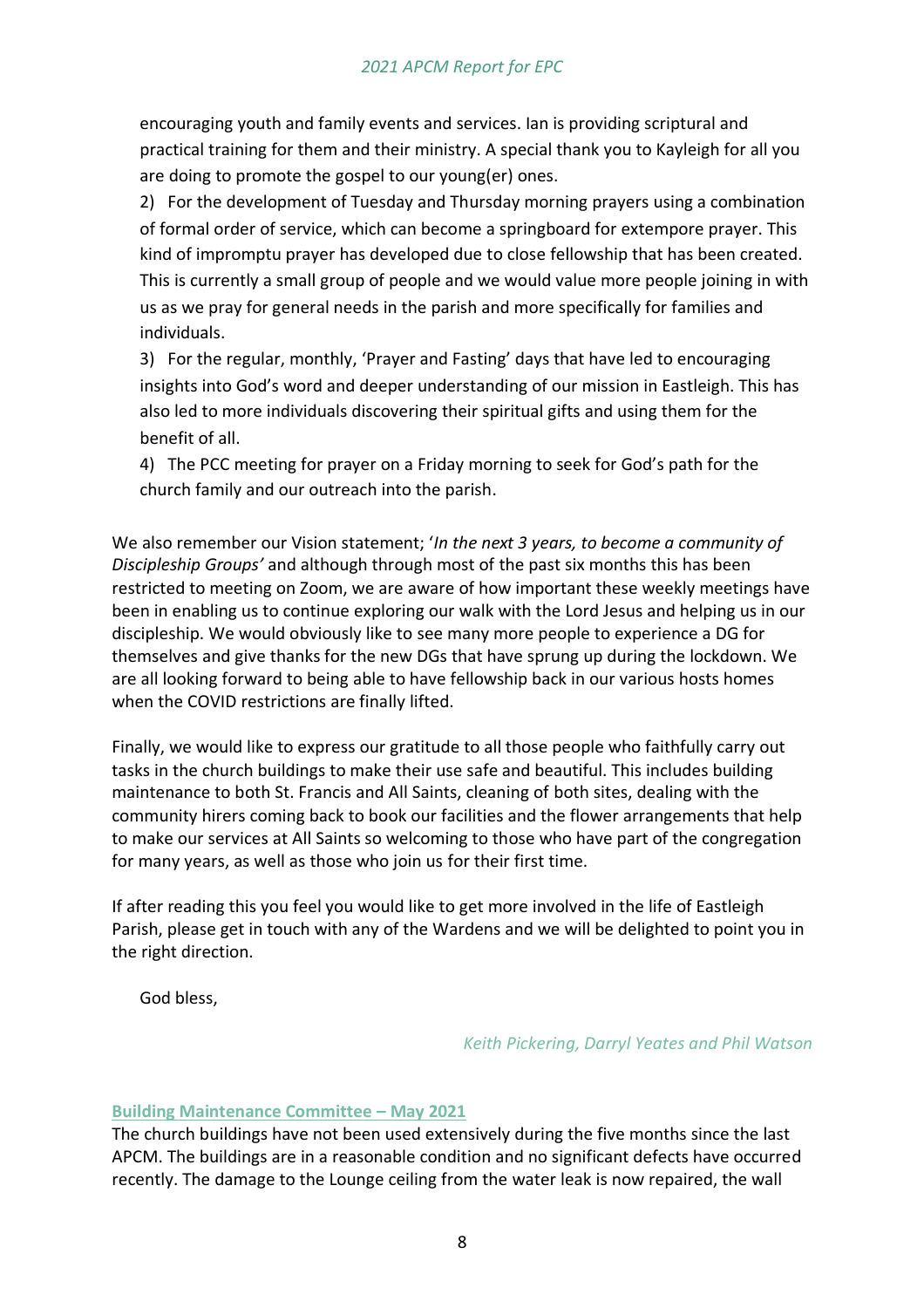encouraging youth and family events and services. Ian is providing scriptural and practical training for them and their ministry. A special thank you to Kayleigh for all you are doing to promote the gospel to our young(er) ones.

2) For the development of Tuesday and Thursday morning prayers using a combination of formal order of service, which can become a springboard for extempore prayer. This kind of impromptu prayer has developed due to close fellowship that has been created. This is currently a small group of people and we would value more people joining in with us as we pray for general needs in the parish and more specifically for families and individuals.

3) For the regular, monthly, 'Prayer and Fasting' days that have led to encouraging insights into God's word and deeper understanding of our mission in Eastleigh. This has also led to more individuals discovering their spiritual gifts and using them for the benefit of all.

4) The PCC meeting for prayer on a Friday morning to seek for God's path for the church family and our outreach into the parish.

We also remember our Vision statement; '*In the next 3 years, to become a community of Discipleship Groups'* and although through most of the past six months this has been restricted to meeting on Zoom, we are aware of how important these weekly meetings have been in enabling us to continue exploring our walk with the Lord Jesus and helping us in our discipleship. We would obviously like to see many more people to experience a DG for themselves and give thanks for the new DGs that have sprung up during the lockdown. We are all looking forward to being able to have fellowship back in our various hosts homes when the COVID restrictions are finally lifted.

Finally, we would like to express our gratitude to all those people who faithfully carry out tasks in the church buildings to make their use safe and beautiful. This includes building maintenance to both St. Francis and All Saints, cleaning of both sites, dealing with the community hirers coming back to book our facilities and the flower arrangements that help to make our services at All Saints so welcoming to those who have part of the congregation for many years, as well as those who join us for their first time.

If after reading this you feel you would like to get more involved in the life of Eastleigh Parish, please get in touch with any of the Wardens and we will be delighted to point you in the right direction.

God bless,

*Keith Pickering, Darryl Yeates and Phil Watson*

## Building Maintenance Committee – May 2021

The church buildings have not been used extensively during the five months since the last APCM. The buildings are in a reasonable condition and no significant defects have occurred recently. The damage to the Lounge ceiling from the water leak is now repaired, the wall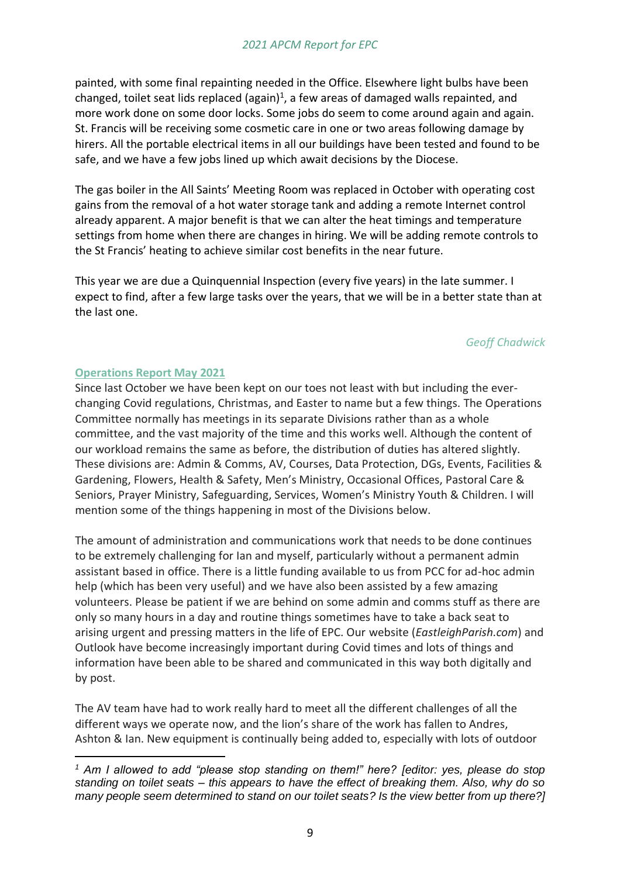painted, with some final repainting needed in the Office. Elsewhere light bulbs have been changed, toilet seat lids replaced (again)[1], a few areas of damaged walls repainted, and more work done on some door locks. Some jobs do seem to come around again and again. St. Francis will be receiving some cosmetic care in one or two areas following damage by hirers. All the portable electrical items in all our buildings have been tested and found to be safe, and we have a few jobs lined up which await decisions by the Diocese.

The gas boiler in the All Saints' Meeting Room was replaced in October with operating cost gains from the removal of a hot water storage tank and adding a remote Internet control already apparent. A major benefit is that we can alter the heat timings and temperature settings from home when there are changes in hiring. We will be adding remote controls to the St Francis' heating to achieve similar cost benefits in the near future.

This year we are due a Quinquennial Inspection (every five years) in the late summer. I expect to find, after a few large tasks over the years, that we will be in a better state than at the last one.

*Geoff Chadwick*

## Operations Report May 2021

Since last October we have been kept on our toes not least with but including the ever-changing Covid regulations, Christmas, and Easter to name but a few things. The Operations Committee normally has meetings in its separate Divisions rather than as a whole committee, and the vast majority of the time and this works well. Although the content of our workload remains the same as before, the distribution of duties has altered slightly. These divisions are: Admin & Comms, AV, Courses, Data Protection, DGs, Events, Facilities & Gardening, Flowers, Health & Safety, Men's Ministry, Occasional Offices, Pastoral Care & Seniors, Prayer Ministry, Safeguarding, Services, Women's Ministry Youth & Children. I will mention some of the things happening in most of the Divisions below.

The amount of administration and communications work that needs to be done continues to be extremely challenging for Ian and myself, particularly without a permanent admin assistant based in office. There is a little funding available to us from PCC for ad-hoc admin help (which has been very useful) and we have also been assisted by a few amazing volunteers. Please be patient if we are behind on some admin and comms stuff as there are only so many hours in a day and routine things sometimes have to take a back seat to arising urgent and pressing matters in the life of EPC. Our website (*EastleighParish.com*) and Outlook have become increasingly important during Covid times and lots of things and information have been able to be shared and communicated in this way both digitally and by post.

The AV team have had to work really hard to meet all the different challenges of all the different ways we operate now, and the lion's share of the work has fallen to Andres, Ashton & Ian. New equipment is continually being added to, especially with lots of outdoor

---

[1] *Am I allowed to add "please stop standing on them!" here? [editor: yes, please do stop standing on toilet seats – this appears to have the effect of breaking them. Also, why do so many people seem determined to stand on our toilet seats? Is the view better from up there?]*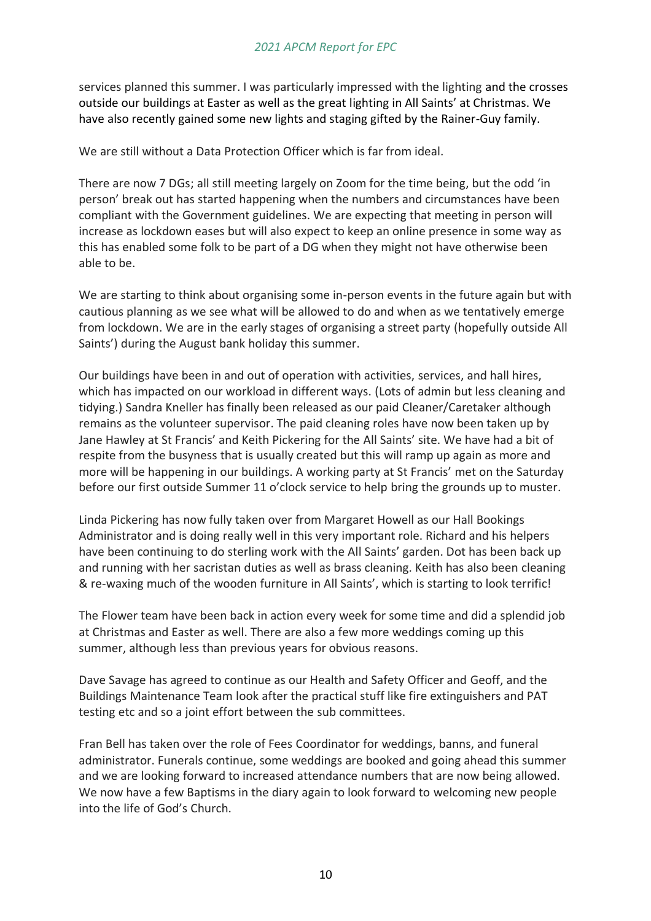services planned this summer. I was particularly impressed with the lighting and the crosses outside our buildings at Easter as well as the great lighting in All Saints' at Christmas. We have also recently gained some new lights and staging gifted by the Rainer-Guy family.

We are still without a Data Protection Officer which is far from ideal.

There are now 7 DGs; all still meeting largely on Zoom for the time being, but the odd 'in person' break out has started happening when the numbers and circumstances have been compliant with the Government guidelines. We are expecting that meeting in person will increase as lockdown eases but will also expect to keep an online presence in some way as this has enabled some folk to be part of a DG when they might not have otherwise been able to be.

We are starting to think about organising some in-person events in the future again but with cautious planning as we see what will be allowed to do and when as we tentatively emerge from lockdown. We are in the early stages of organising a street party (hopefully outside All Saints') during the August bank holiday this summer.

Our buildings have been in and out of operation with activities, services, and hall hires, which has impacted on our workload in different ways. (Lots of admin but less cleaning and tidying.) Sandra Kneller has finally been released as our paid Cleaner/Caretaker although remains as the volunteer supervisor. The paid cleaning roles have now been taken up by Jane Hawley at St Francis' and Keith Pickering for the All Saints' site. We have had a bit of respite from the busyness that is usually created but this will ramp up again as more and more will be happening in our buildings. A working party at St Francis' met on the Saturday before our first outside Summer 11 o'clock service to help bring the grounds up to muster.

Linda Pickering has now fully taken over from Margaret Howell as our Hall Bookings Administrator and is doing really well in this very important role. Richard and his helpers have been continuing to do sterling work with the All Saints' garden. Dot has been back up and running with her sacristan duties as well as brass cleaning. Keith has also been cleaning & re-waxing much of the wooden furniture in All Saints', which is starting to look terrific!

The Flower team have been back in action every week for some time and did a splendid job at Christmas and Easter as well. There are also a few more weddings coming up this summer, although less than previous years for obvious reasons.

Dave Savage has agreed to continue as our Health and Safety Officer and Geoff, and the Buildings Maintenance Team look after the practical stuff like fire extinguishers and PAT testing etc and so a joint effort between the sub committees.

Fran Bell has taken over the role of Fees Coordinator for weddings, banns, and funeral administrator. Funerals continue, some weddings are booked and going ahead this summer and we are looking forward to increased attendance numbers that are now being allowed. We now have a few Baptisms in the diary again to look forward to welcoming new people into the life of God's Church.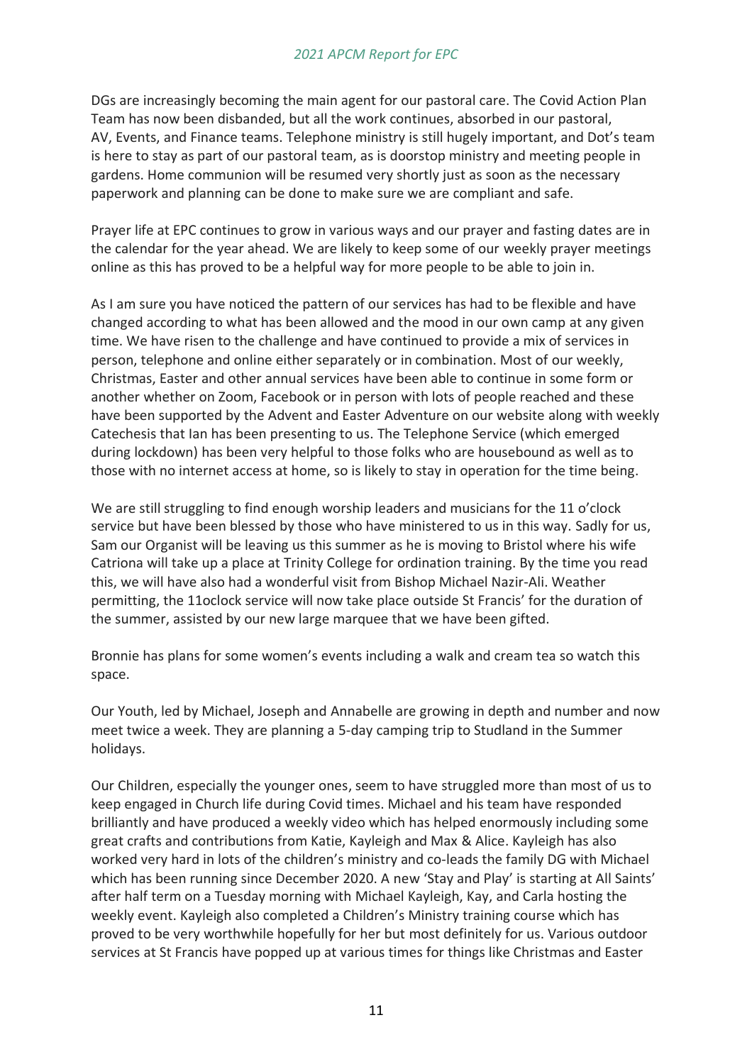DGs are increasingly becoming the main agent for our pastoral care. The Covid Action Plan Team has now been disbanded, but all the work continues, absorbed in our pastoral, AV, Events, and Finance teams. Telephone ministry is still hugely important, and Dot's team is here to stay as part of our pastoral team, as is doorstop ministry and meeting people in gardens. Home communion will be resumed very shortly just as soon as the necessary paperwork and planning can be done to make sure we are compliant and safe.

Prayer life at EPC continues to grow in various ways and our prayer and fasting dates are in the calendar for the year ahead. We are likely to keep some of our weekly prayer meetings online as this has proved to be a helpful way for more people to be able to join in.

As I am sure you have noticed the pattern of our services has had to be flexible and have changed according to what has been allowed and the mood in our own camp at any given time. We have risen to the challenge and have continued to provide a mix of services in person, telephone and online either separately or in combination. Most of our weekly, Christmas, Easter and other annual services have been able to continue in some form or another whether on Zoom, Facebook or in person with lots of people reached and these have been supported by the Advent and Easter Adventure on our website along with weekly Catechesis that Ian has been presenting to us. The Telephone Service (which emerged during lockdown) has been very helpful to those folks who are housebound as well as to those with no internet access at home, so is likely to stay in operation for the time being.

We are still struggling to find enough worship leaders and musicians for the 11 o'clock service but have been blessed by those who have ministered to us in this way. Sadly for us, Sam our Organist will be leaving us this summer as he is moving to Bristol where his wife Catriona will take up a place at Trinity College for ordination training. By the time you read this, we will have also had a wonderful visit from Bishop Michael Nazir-Ali. Weather permitting, the 11oclock service will now take place outside St Francis' for the duration of the summer, assisted by our new large marquee that we have been gifted.

Bronnie has plans for some women's events including a walk and cream tea so watch this space.

Our Youth, led by Michael, Joseph and Annabelle are growing in depth and number and now meet twice a week. They are planning a 5-day camping trip to Studland in the Summer holidays.

Our Children, especially the younger ones, seem to have struggled more than most of us to keep engaged in Church life during Covid times. Michael and his team have responded brilliantly and have produced a weekly video which has helped enormously including some great crafts and contributions from Katie, Kayleigh and Max & Alice. Kayleigh has also worked very hard in lots of the children's ministry and co-leads the family DG with Michael which has been running since December 2020. A new 'Stay and Play' is starting at All Saints' after half term on a Tuesday morning with Michael Kayleigh, Kay, and Carla hosting the weekly event. Kayleigh also completed a Children's Ministry training course which has proved to be very worthwhile hopefully for her but most definitely for us. Various outdoor services at St Francis have popped up at various times for things like Christmas and Easter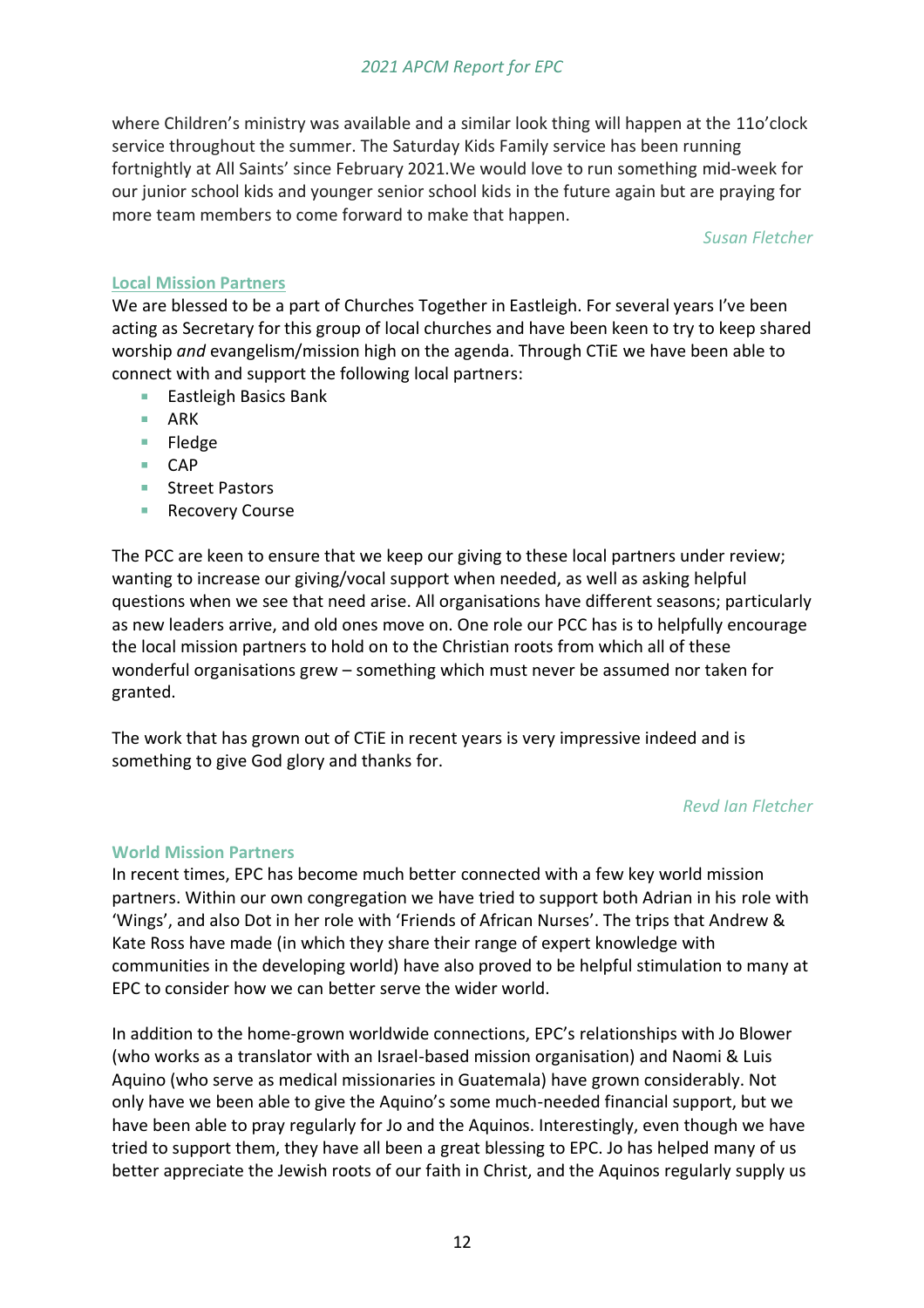where Children's ministry was available and a similar look thing will happen at the 11o'clock service throughout the summer. The Saturday Kids Family service has been running fortnightly at All Saints' since February 2021.We would love to run something mid-week for our junior school kids and younger senior school kids in the future again but are praying for more team members to come forward to make that happen.

*Susan Fletcher*

### Local Mission Partners

We are blessed to be a part of Churches Together in Eastleigh. For several years I've been acting as Secretary for this group of local churches and have been keen to try to keep shared worship *and* evangelism/mission high on the agenda. Through CTiE we have been able to connect with and support the following local partners:

- Eastleigh Basics Bank
- ARK
- Fledge
- CAP
- Street Pastors
- Recovery Course

The PCC are keen to ensure that we keep our giving to these local partners under review; wanting to increase our giving/vocal support when needed, as well as asking helpful questions when we see that need arise. All organisations have different seasons; particularly as new leaders arrive, and old ones move on. One role our PCC has is to helpfully encourage the local mission partners to hold on to the Christian roots from which all of these wonderful organisations grew – something which must never be assumed nor taken for granted.

The work that has grown out of CTiE in recent years is very impressive indeed and is something to give God glory and thanks for.

*Revd Ian Fletcher*

### World Mission Partners

In recent times, EPC has become much better connected with a few key world mission partners. Within our own congregation we have tried to support both Adrian in his role with 'Wings', and also Dot in her role with 'Friends of African Nurses'. The trips that Andrew & Kate Ross have made (in which they share their range of expert knowledge with communities in the developing world) have also proved to be helpful stimulation to many at EPC to consider how we can better serve the wider world.

In addition to the home-grown worldwide connections, EPC's relationships with Jo Blower (who works as a translator with an Israel-based mission organisation) and Naomi & Luis Aquino (who serve as medical missionaries in Guatemala) have grown considerably. Not only have we been able to give the Aquino's some much-needed financial support, but we have been able to pray regularly for Jo and the Aquinos. Interestingly, even though we have tried to support them, they have all been a great blessing to EPC. Jo has helped many of us better appreciate the Jewish roots of our faith in Christ, and the Aquinos regularly supply us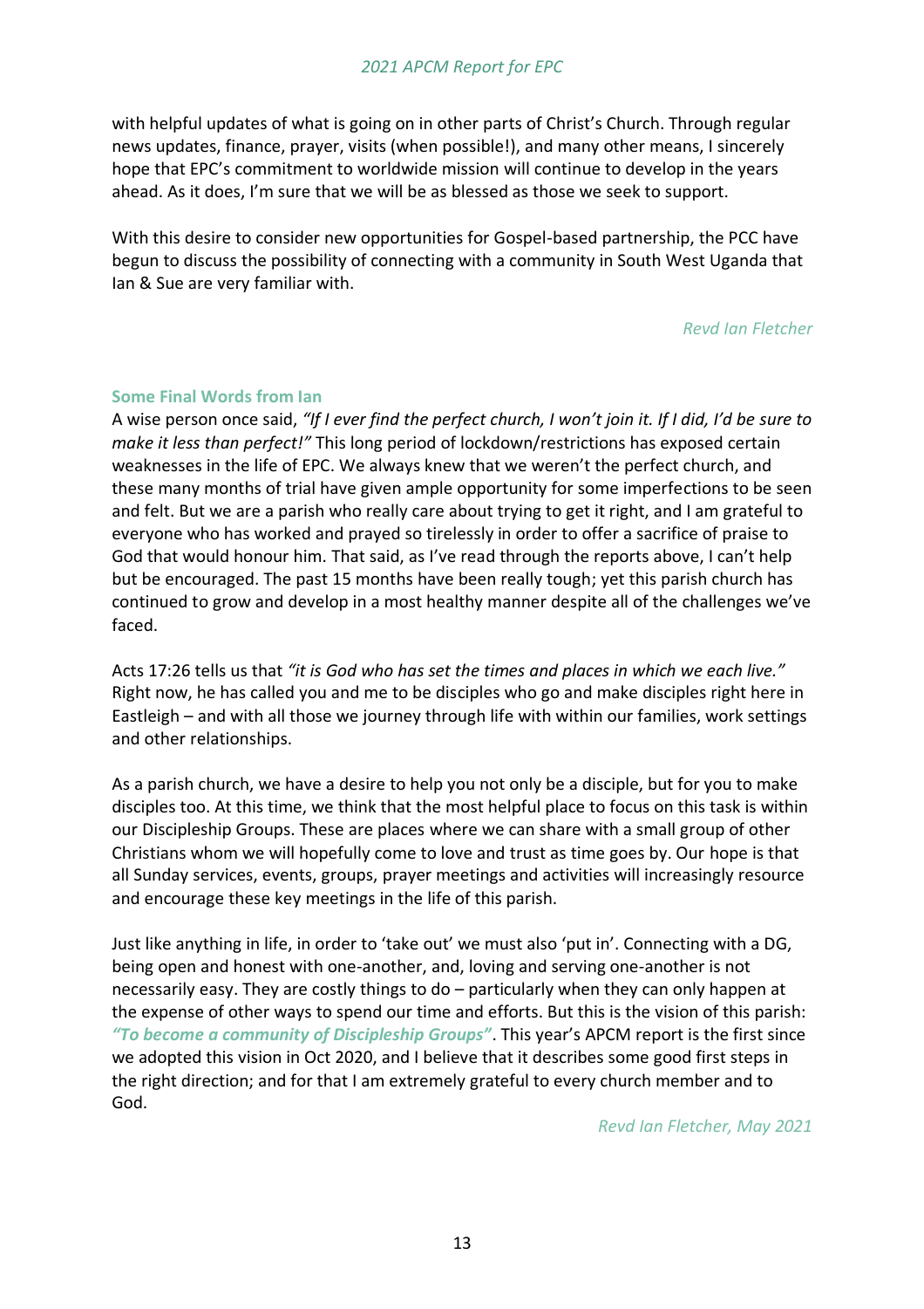with helpful updates of what is going on in other parts of Christ's Church. Through regular news updates, finance, prayer, visits (when possible!), and many other means, I sincerely hope that EPC's commitment to worldwide mission will continue to develop in the years ahead. As it does, I'm sure that we will be as blessed as those we seek to support.

With this desire to consider new opportunities for Gospel-based partnership, the PCC have begun to discuss the possibility of connecting with a community in South West Uganda that Ian & Sue are very familiar with.

*Revd Ian Fletcher*

### Some Final Words from Ian

A wise person once said, *"If I ever find the perfect church, I won't join it. If I did, I'd be sure to make it less than perfect!"* This long period of lockdown/restrictions has exposed certain weaknesses in the life of EPC. We always knew that we weren't the perfect church, and these many months of trial have given ample opportunity for some imperfections to be seen and felt. But we are a parish who really care about trying to get it right, and I am grateful to everyone who has worked and prayed so tirelessly in order to offer a sacrifice of praise to God that would honour him. That said, as I've read through the reports above, I can't help but be encouraged. The past 15 months have been really tough; yet this parish church has continued to grow and develop in a most healthy manner despite all of the challenges we've faced.

Acts 17:26 tells us that *"it is God who has set the times and places in which we each live."* Right now, he has called you and me to be disciples who go and make disciples right here in Eastleigh – and with all those we journey through life with within our families, work settings and other relationships.

As a parish church, we have a desire to help you not only be a disciple, but for you to make disciples too. At this time, we think that the most helpful place to focus on this task is within our Discipleship Groups. These are places where we can share with a small group of other Christians whom we will hopefully come to love and trust as time goes by. Our hope is that all Sunday services, events, groups, prayer meetings and activities will increasingly resource and encourage these key meetings in the life of this parish.

Just like anything in life, in order to 'take out' we must also 'put in'. Connecting with a DG, being open and honest with one-another, and, loving and serving one-another is not necessarily easy. They are costly things to do – particularly when they can only happen at the expense of other ways to spend our time and efforts. But this is the vision of this parish: ***"To become a community of Discipleship Groups"***. This year's APCM report is the first since we adopted this vision in Oct 2020, and I believe that it describes some good first steps in the right direction; and for that I am extremely grateful to every church member and to God.

*Revd Ian Fletcher, May 2021*